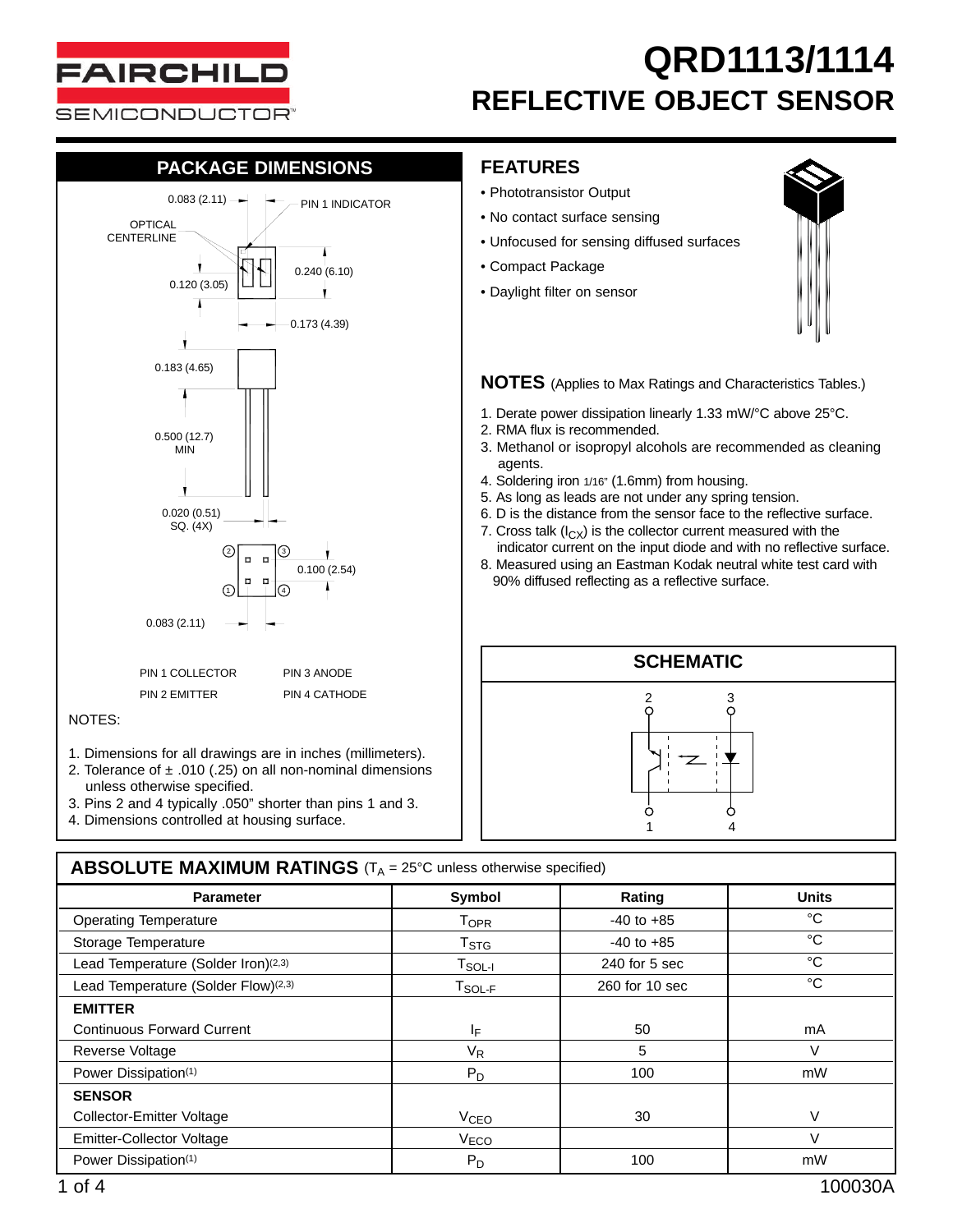# QRD1113/1114

## REFLECTIVE OBJECT SENSOR

## PACKAGE DIMENSIONS

0.083 (2.11)

PIN 1 INDICATOR

OPTICAL CENTERLINE

0.240 (6.10)

0.120 (3.05)

0.173 (4.39)

0.183 (4.65)

0.500 (12.7) MIN

0.020 (0.51) SQ. (4X)

0.100 (2.54)

0.083 (2.11)

PIN 1 COLLECTOR   PIN 3 ANODE

PIN 2 EMITTER   PIN 4 CATHODE

NOTES:

1. Dimensions for all drawings are in inches (millimeters).
2. Tolerance of ± .010 (.25) on all non-nominal dimensions unless otherwise specified.
3. Pins 2 and 4 typically .050" shorter than pins 1 and 3.
4. Dimensions controlled at housing surface.

## FEATURES

- Phototransistor Output
- No contact surface sensing
- Unfocused for sensing diffused surfaces
- Compact Package
- Daylight filter on sensor

## NOTES (Applies to Max Ratings and Characteristics Tables.)

1. Derate power dissipation linearly 1.33 mW/°C above 25°C.
2. RMA flux is recommended.
3. Methanol or isopropyl alcohols are recommended as cleaning agents.
4. Soldering iron 1/16" (1.6mm) from housing.
5. As long as leads are not under spring tension.
6. D is the distance from the sensor face to the reflective surface.
7. Cross talk ($I_{CX}$) is the collector current measured with the indicator current on the input diode and with no reflective surface.
8. Measured using an Eastman Kodak neutral white test card with 90% diffused reflecting as a reflective surface.

## SCHEMATIC

## ABSOLUTE MAXIMUM RATINGS ($T_A$ = 25°C unless otherwise specified)

| Parameter | Symbol | Rating | Units |
|---|---|---|---|
| Operating Temperature | $T_{OPR}$ | -40 to +85 | °C |
| Storage Temperature | $T_{STG}$ | -40 to +85 | °C |
| Lead Temperature (Solder Iron)(2,3) | $T_{SOL-I}$ | 240 for 5 sec | °C |
| Lead Temperature (Solder Flow)(2,3) | $T_{SOL-F}$ | 260 for 10 sec | °C |
| **EMITTER** | | | |
| Continuous Forward Current | $I_F$ | 50 | mA |
| Reverse Voltage | $V_R$ | 5 | V |
| Power Dissipation(1) | $P_D$ | 100 | mW |
| **SENSOR** | | | |
| Collector-Emitter Voltage | $V_{CEO}$ | 30 | V |
| Emitter-Collector Voltage | $V_{ECO}$ | | V |
| Power Dissipation(1) | $P_D$ | 100 | mW |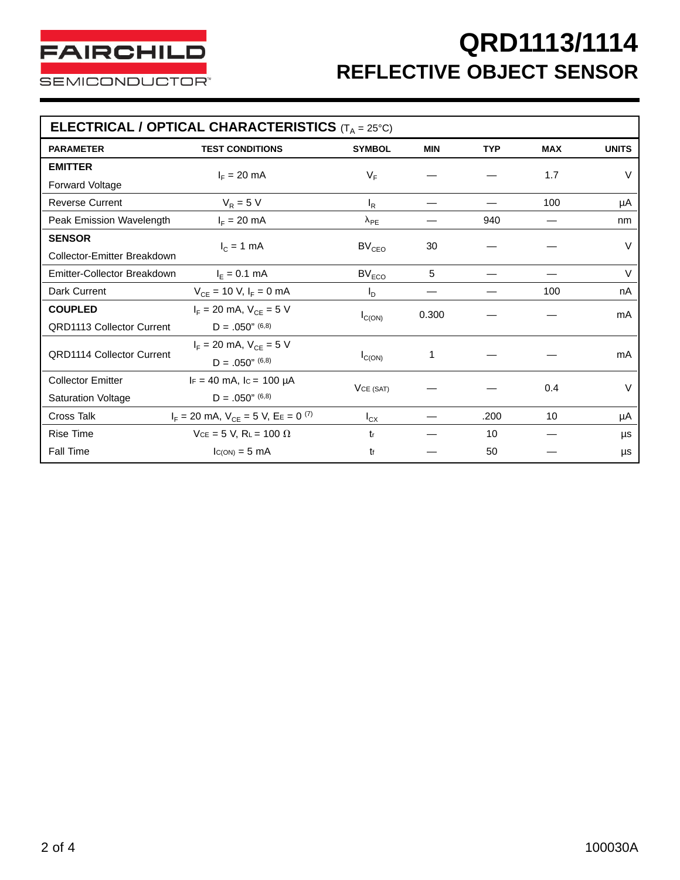# QRD1113/1114
## REFLECTIVE OBJECT SENSOR

### ELECTRICAL / OPTICAL CHARACTERISTICS ($T_A$ = 25°C)

| PARAMETER | TEST CONDITIONS | SYMBOL | MIN | TYP | MAX | UNITS |
|---|---|---|---|---|---|---|
| **EMITTER** Forward Voltage | $I_F$ = 20 mA | $V_F$ | — | — | 1.7 | V |
| Reverse Current | $V_R$ = 5 V | $I_R$ | — | — | 100 | µA |
| Peak Emission Wavelength | $I_F$ = 20 mA | $\lambda_{PE}$ | — | 940 | — | nm |
| **SENSOR** Collector-Emitter Breakdown | $I_C$ = 1 mA | $BV_{CEO}$ | 30 | — | — | V |
| Emitter-Collector Breakdown | $I_E$ = 0.1 mA | $BV_{ECO}$ | 5 | — | — | V |
| Dark Current | $V_{CE}$ = 10 V, $I_F$ = 0 mA | $I_D$ | — | — | 100 | nA |
| **COUPLED** QRD1113 Collector Current | $I_F$ = 20 mA, $V_{CE}$ = 5 V, D = .050" (6,8) | $I_{C(ON)}$ | 0.300 | — | — | mA |
| QRD1114 Collector Current | $I_F$ = 20 mA, $V_{CE}$ = 5 V, D = .050" (6,8) | $I_{C(ON)}$ | 1 | — | — | mA |
| Collector Emitter Saturation Voltage | $I_F$ = 40 mA, $I_C$ = 100 µA, D = .050" (6,8) | $V_{CE(SAT)}$ | — | — | 0.4 | V |
| Cross Talk | $I_F$ = 20 mA, $V_{CE}$ = 5 V, $E_E$ = 0 (7) | $I_{CX}$ | — | .200 | 10 | µA |
| Rise Time | $V_{CE}$ = 5 V, $R_L$ = 100 Ω | $t_r$ | — | 10 | — | µs |
| Fall Time | $I_{C(ON)}$ = 5 mA | $t_f$ | — | 50 | — | µs |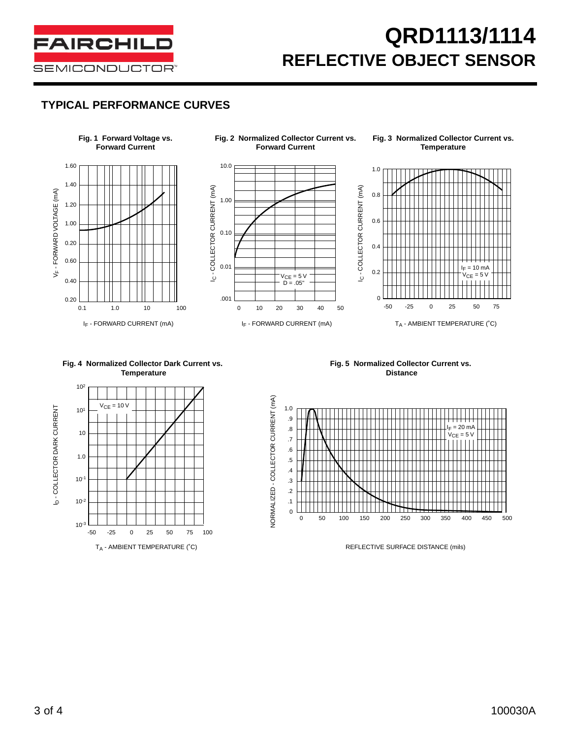# QRD1113/1114
## REFLECTIVE OBJECT SENSOR

## TYPICAL PERFORMANCE CURVES

**Fig. 1 Forward Voltage vs. Forward Current**

$V_F$ - FORWARD VOLTAGE (mA)

1.60, 1.40, 1.20, 1.00, 0.20, 0.60, 0.40, 0.20

0.1, 1.0, 10, 100

$I_F$ - FORWARD CURRENT (mA)

**Fig. 2 Normalized Collector Current vs. Forward Current**

$I_C$ - COLLECTOR CURRENT (mA)

10.0, 1.00, 0.10, 0.01, .001

$V_{CE}$ = 5 V
D = .05"

0, 10, 20, 30, 40, 50

$I_F$ - FORWARD CURRENT (mA)

**Fig. 3 Normalized Collector Current vs. Temperature**

$I_C$ - COLLECTOR CURRENT (mA)

1.0, 0.8, 0.6, 0.4, 0.2, 0

$I_F$ = 10 mA
$V_{CE}$ = 5 V

-50, -25, 0, 25, 50, 75

$T_A$ - AMBIENT TEMPERATURE (˚C)

**Fig. 4 Normalized Collector Dark Current vs. Temperature**

$I_D$ - COLLECTOR DARK CURRENT

$10^2$, $10^1$, 10, 1.0, $10^{-1}$, $10^{-2}$, $10^{-3}$

$V_{CE}$ = 10 V

-50, -25, 0, 25, 50, 75, 100

$T_A$ - AMBIENT TEMPERATURE (˚C)

**Fig. 5 Normalized Collector Current vs. Distance**

NORMALIZED - COLLECTOR CURRENT (mA)

1.0, .9, .8, .7, .6, .5, .4, .3, .2, .1, 0

$I_F$ = 20 mA
$V_{CE}$ = 5 V

0, 50, 100, 150, 200, 250, 300, 350, 400, 450, 500

REFLECTIVE SURFACE DISTANCE (mils)

100030A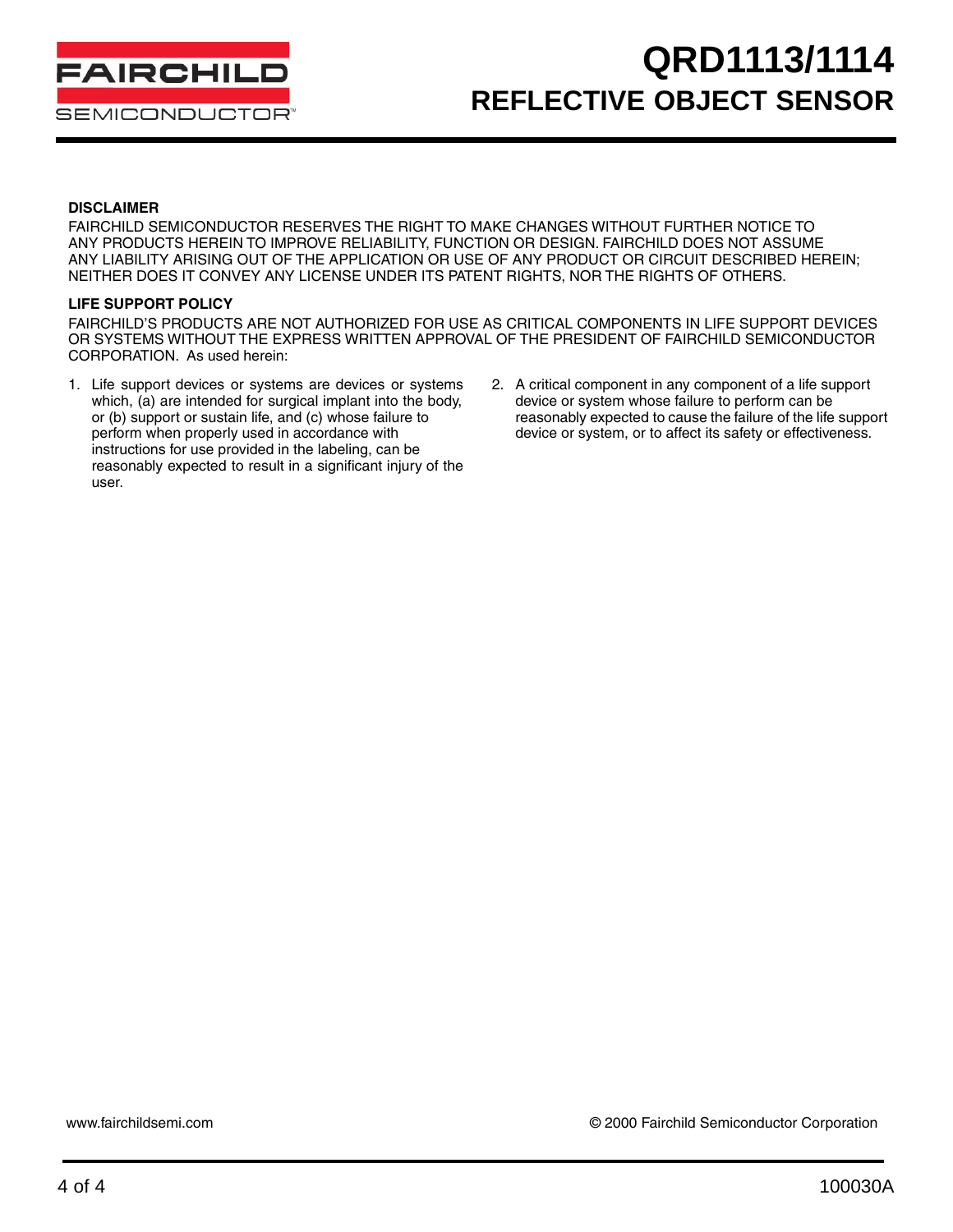# QRD1113/1114

## REFLECTIVE OBJECT SENSOR

**DISCLAIMER**

FAIRCHILD SEMICONDUCTOR RESERVES THE RIGHT TO MAKE CHANGES WITHOUT FURTHER NOTICE TO ANY PRODUCTS HEREIN TO IMPROVE RELIABILITY, FUNCTION OR DESIGN. FAIRCHILD DOES NOT ASSUME ANY LIABILITY ARISING OUT OF THE APPLICATION OR USE OF ANY PRODUCT OR CIRCUIT DESCRIBED HEREIN; NEITHER DOES IT CONVEY ANY LICENSE UNDER ITS PATENT RIGHTS, NOR THE RIGHTS OF OTHERS.

**LIFE SUPPORT POLICY**

FAIRCHILD'S PRODUCTS ARE NOT AUTHORIZED FOR USE AS CRITICAL COMPONENTS IN LIFE SUPPORT DEVICES OR SYSTEMS WITHOUT THE EXPRESS WRITTEN APPROVAL OF THE PRESIDENT OF FAIRCHILD SEMICONDUCTOR CORPORATION. As used herein:

1. Life support devices or systems are devices or systems which, (a) are intended for surgical implant into the body, or (b) support or sustain life, and (c) whose failure to perform when properly used in accordance with instructions for use provided in the labeling, can be reasonably expected to result in a significant injury of the user.
2. A critical component in any component of a life support device or system whose failure to perform can be reasonably expected to cause the failure of the life support device or system, or to affect its safety or effectiveness.

www.fairchildsemi.com

© 2000 Fairchild Semiconductor Corporation

100030A